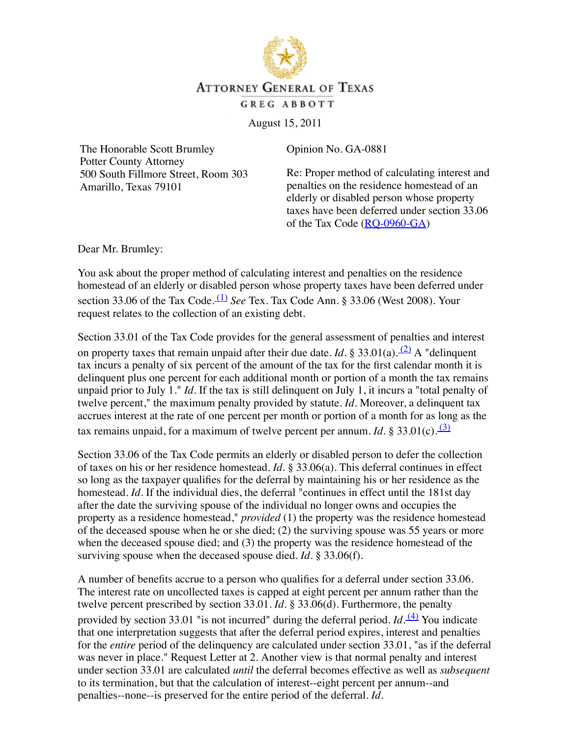ATTORNEY GENERAL OF TEXAS

GREG ABBOTT

August 15, 2011

The Honorable Scott Brumley
Potter County Attorney
500 South Fillmore Street, Room 303
Amarillo, Texas 79101

Opinion No. GA-0881

Re: Proper method of calculating interest and penalties on the residence homestead of an elderly or disabled person whose property taxes have been deferred under section 33.06 of the Tax Code (RQ-0960-GA)

Dear Mr. Brumley:

You ask about the proper method of calculating interest and penalties on the residence homestead of an elderly or disabled person whose property taxes have been deferred under section 33.06 of the Tax Code.[(1)] *See* Tex. Tax Code Ann. § 33.06 (West 2008). Your request relates to the collection of an existing debt.

Section 33.01 of the Tax Code provides for the general assessment of penalties and interest on property taxes that remain unpaid after their due date. *Id*. § 33.01(a).[(2)] A "delinquent tax incurs a penalty of six percent of the amount of the tax for the first calendar month it is delinquent plus one percent for each additional month or portion of a month the tax remains unpaid prior to July 1." *Id*. If the tax is still delinquent on July 1, it incurs a "total penalty of twelve percent," the maximum penalty provided by statute. *Id*. Moreover, a delinquent tax accrues interest at the rate of one percent per month or portion of a month for as long as the tax remains unpaid, for a maximum of twelve percent per annum. *Id*. § 33.01(c).[(3)]

Section 33.06 of the Tax Code permits an elderly or disabled person to defer the collection of taxes on his or her residence homestead. *Id*. § 33.06(a). This deferral continues in effect so long as the taxpayer qualifies for the deferral by maintaining his or her residence as the homestead. *Id*. If the individual dies, the deferral "continues in effect until the 181st day after the date the surviving spouse of the individual no longer owns and occupies the property as a residence homestead," *provided* (1) the property was the residence homestead of the deceased spouse when he or she died; (2) the surviving spouse was 55 years or more when the deceased spouse died; and (3) the property was the residence homestead of the surviving spouse when the deceased spouse died. *Id*. § 33.06(f).

A number of benefits accrue to a person who qualifies for a deferral under section 33.06. The interest rate on uncollected taxes is capped at eight percent per annum rather than the twelve percent prescribed by section 33.01. *Id*. § 33.06(d). Furthermore, the penalty provided by section 33.01 "is not incurred" during the deferral period. *Id*.[(4)] You indicate that one interpretation suggests that after the deferral period expires, interest and penalties for the *entire* period of the delinquency are calculated under section 33.01, "as if the deferral was never in place." Request Letter at 2. Another view is that normal penalty and interest under section 33.01 are calculated *until* the deferral becomes effective as well as *subsequent* to its termination, but that the calculation of interest--eight percent per annum--and penalties--none--is preserved for the entire period of the deferral. *Id*.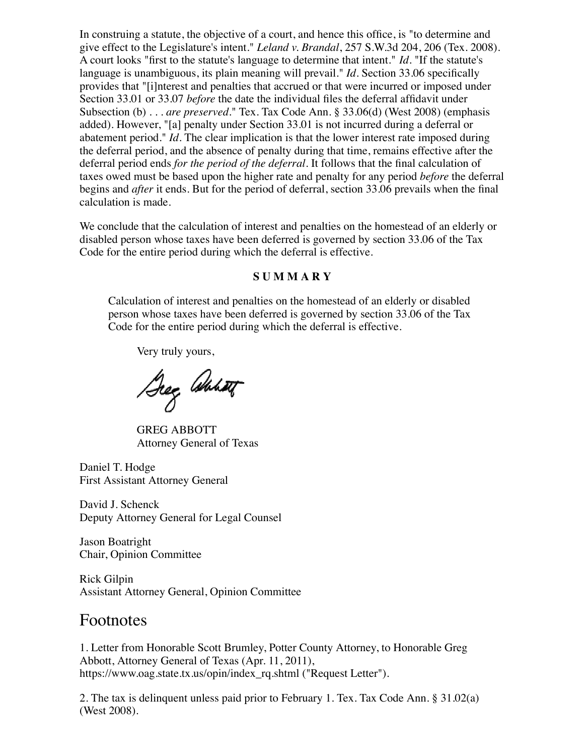In construing a statute, the objective of a court, and hence this office, is "to determine and give effect to the Legislature's intent." *Leland v. Brandal*, 257 S.W.3d 204, 206 (Tex. 2008). A court looks "first to the statute's language to determine that intent." *Id*. "If the statute's language is unambiguous, its plain meaning will prevail." *Id*. Section 33.06 specifically provides that "[i]nterest and penalties that accrued or that were incurred or imposed under Section 33.01 or 33.07 *before* the date the individual files the deferral affidavit under Subsection (b) . . . *are preserved*." Tex. Tax Code Ann. § 33.06(d) (West 2008) (emphasis added). However, "[a] penalty under Section 33.01 is not incurred during a deferral or abatement period." *Id*. The clear implication is that the lower interest rate imposed during the deferral period, and the absence of penalty during that time, remains effective after the deferral period ends *for the period of the deferral*. It follows that the final calculation of taxes owed must be based upon the higher rate and penalty for any period *before* the deferral begins and *after* it ends. But for the period of deferral, section 33.06 prevails when the final calculation is made.

We conclude that the calculation of interest and penalties on the homestead of an elderly or disabled person whose taxes have been deferred is governed by section 33.06 of the Tax Code for the entire period during which the deferral is effective.

**S U M M A R Y**

> Calculation of interest and penalties on the homestead of an elderly or disabled person whose taxes have been deferred is governed by section 33.06 of the Tax Code for the entire period during which the deferral is effective.

Very truly yours,

GREG ABBOTT
Attorney General of Texas

Daniel T. Hodge
First Assistant Attorney General

David J. Schenck
Deputy Attorney General for Legal Counsel

Jason Boatright
Chair, Opinion Committee

Rick Gilpin
Assistant Attorney General, Opinion Committee

# Footnotes

1. Letter from Honorable Scott Brumley, Potter County Attorney, to Honorable Greg Abbott, Attorney General of Texas (Apr. 11, 2011), https://www.oag.state.tx.us/opin/index_rq.shtml ("Request Letter").

2. The tax is delinquent unless paid prior to February 1. Tex. Tax Code Ann. § 31.02(a) (West 2008).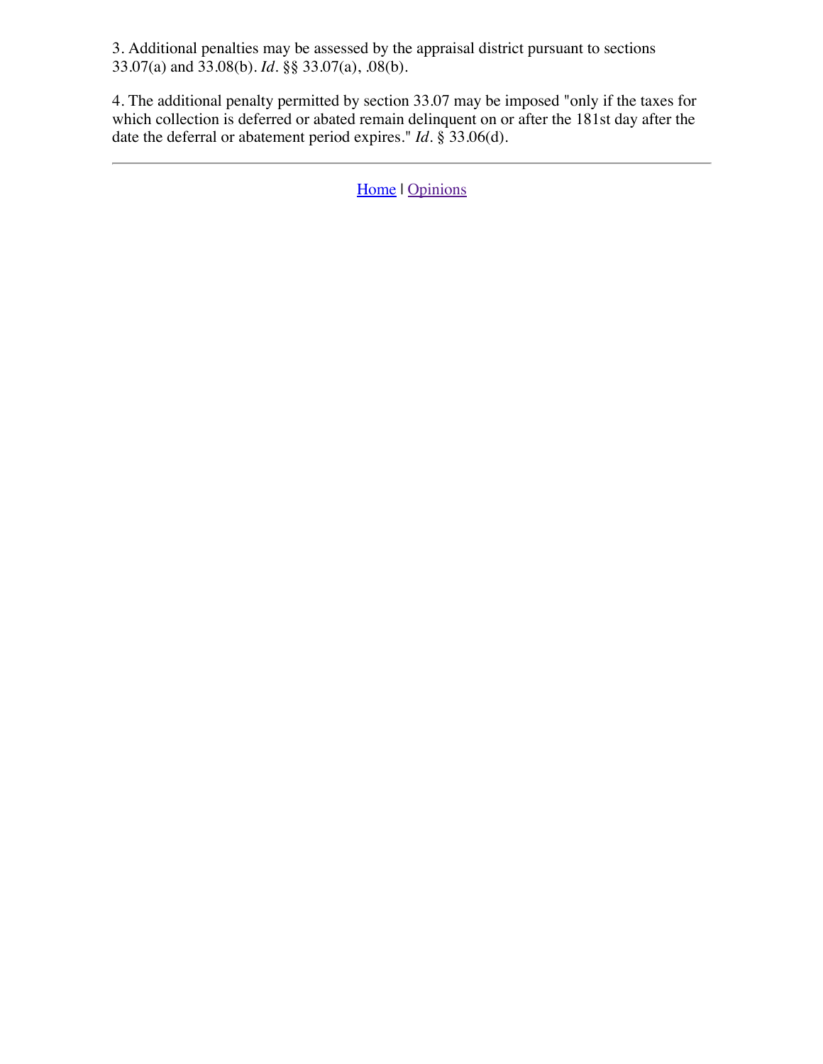3. Additional penalties may be assessed by the appraisal district pursuant to sections 33.07(a) and 33.08(b). *Id*. §§ 33.07(a), .08(b).

4. The additional penalty permitted by section 33.07 may be imposed "only if the taxes for which collection is deferred or abated remain delinquent on or after the 181st day after the date the deferral or abatement period expires." *Id*. § 33.06(d).

---

Home | Opinions